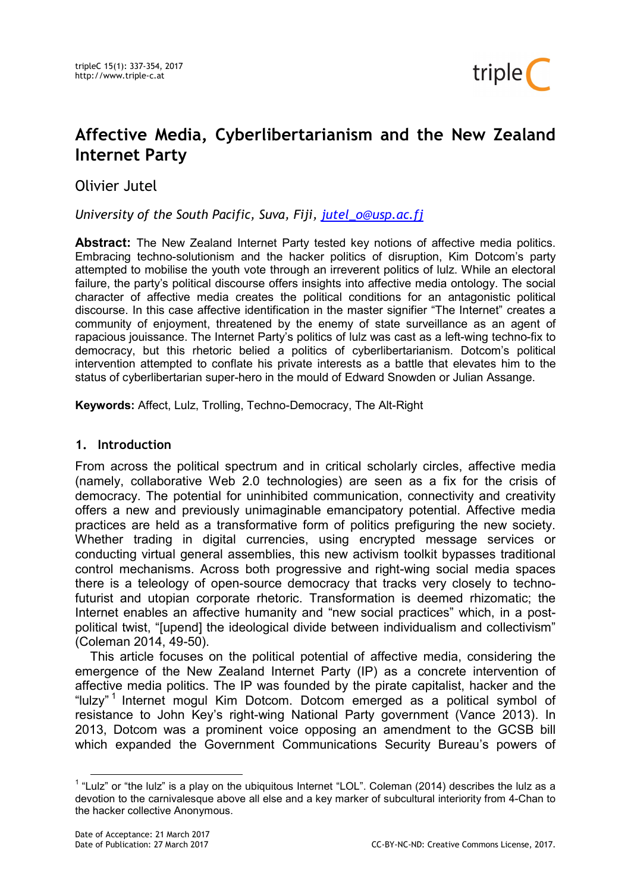# Affective Media, Cyberlibertarianism and the New Zealand Internet Party

Olivier Jutel

*University of the South Pacific, Suva, Fiji, jutel_o@usp.ac.fj*

**Abstract:** The New Zealand Internet Party tested key notions of affective media politics. Embracing techno-solutionism and the hacker politics of disruption, Kim Dotcom's party attempted to mobilise the youth vote through an irreverent politics of lulz. While an electoral failure, the party's political discourse offers insights into affective media ontology. The social character of affective media creates the political conditions for an antagonistic political discourse. In this case affective identification in the master signifier "The Internet" creates a community of enjoyment, threatened by the enemy of state surveillance as an agent of rapacious jouissance. The Internet Party's politics of lulz was cast as a left-wing techno-fix to democracy, but this rhetoric belied a politics of cyberlibertarianism. Dotcom's political intervention attempted to conflate his private interests as a battle that elevates him to the status of cyberlibertarian super-hero in the mould of Edward Snowden or Julian Assange.

**Keywords:** Affect, Lulz, Trolling, Techno-Democracy, The Alt-Right

## 1. Introduction

From across the political spectrum and in critical scholarly circles, affective media (namely, collaborative Web 2.0 technologies) are seen as a fix for the crisis of democracy. The potential for uninhibited communication, connectivity and creativity offers a new and previously unimaginable emancipatory potential. Affective media practices are held as a transformative form of politics prefiguring the new society. Whether trading in digital currencies, using encrypted message services or conducting virtual general assemblies, this new activism toolkit bypasses traditional control mechanisms. Across both progressive and right-wing social media spaces there is a teleology of open-source democracy that tracks very closely to techno-futurist and utopian corporate rhetoric. Transformation is deemed rhizomatic; the Internet enables an affective humanity and "new social practices" which, in a post-political twist, "[upend] the ideological divide between individualism and collectivism" (Coleman 2014, 49-50).

This article focuses on the political potential of affective media, considering the emergence of the New Zealand Internet Party (IP) as a concrete intervention of affective media politics. The IP was founded by the pirate capitalist, hacker and the "lulzy" [1] Internet mogul Kim Dotcom. Dotcom emerged as a political symbol of resistance to John Key's right-wing National Party government (Vance 2013). In 2013, Dotcom was a prominent voice opposing an amendment to the GCSB bill which expanded the Government Communications Security Bureau's powers of

[1] "Lulz" or "the lulz" is a play on the ubiquitous Internet "LOL". Coleman (2014) describes the lulz as a devotion to the carnivalesque above all else and a key marker of subcultural interiority from 4-Chan to the hacker collective Anonymous.

Date of Acceptance: 21 March 2017
Date of Publication: 27 March 2017

CC-BY-NC-ND: Creative Commons License, 2017.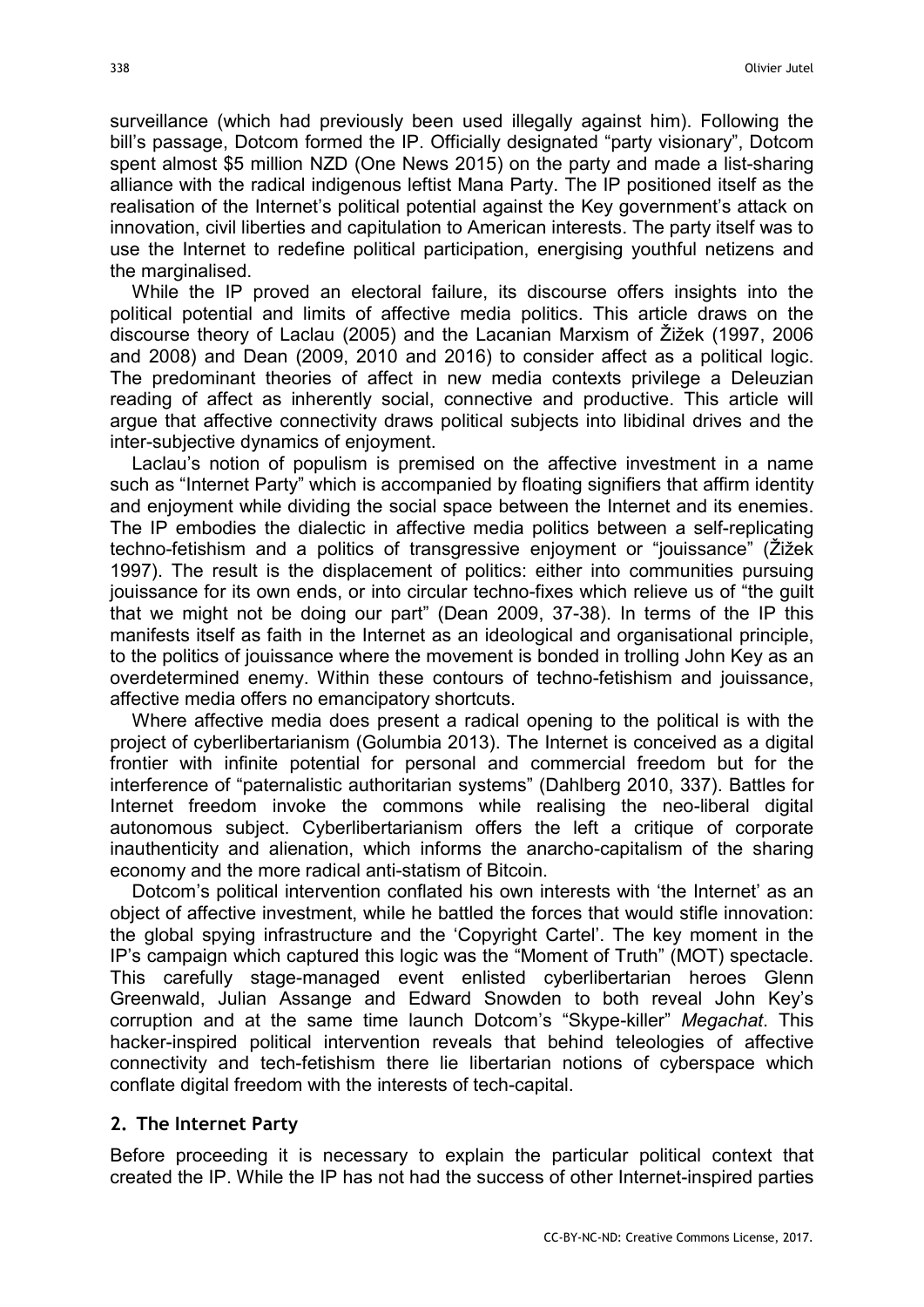surveillance (which had previously been used illegally against him). Following the bill's passage, Dotcom formed the IP. Officially designated "party visionary", Dotcom spent almost $5 million NZD (One News 2015) on the party and made a list-sharing alliance with the radical indigenous leftist Mana Party. The IP positioned itself as the realisation of the Internet's political potential against the Key government's attack on innovation, civil liberties and capitulation to American interests. The party itself was to use the Internet to redefine political participation, energising youthful netizens and the marginalised.

While the IP proved an electoral failure, its discourse offers insights into the political potential and limits of affective media politics. This article draws on the discourse theory of Laclau (2005) and the Lacanian Marxism of Žižek (1997, 2006 and 2008) and Dean (2009, 2010 and 2016) to consider affect as a political logic. The predominant theories of affect in new media contexts privilege a Deleuzian reading of affect as inherently social, connective and productive. This article will argue that affective connectivity draws political subjects into libidinal drives and the inter-subjective dynamics of enjoyment.

Laclau's notion of populism is premised on the affective investment in a name such as "Internet Party" which is accompanied by floating signifiers that affirm identity and enjoyment while dividing the social space between the Internet and its enemies. The IP embodies the dialectic in affective media politics between a self-replicating techno-fetishism and a politics of transgressive enjoyment or "jouissance" (Žižek 1997). The result is the displacement of politics: either into communities pursuing jouissance for its own ends, or into circular techno-fixes which relieve us of "the guilt that we might not be doing our part" (Dean 2009, 37-38). In terms of the IP this manifests itself as faith in the Internet as an ideological and organisational principle, to the politics of jouissance where the movement is bonded in trolling John Key as an overdetermined enemy. Within these contours of techno-fetishism and jouissance, affective media offers no emancipatory shortcuts.

Where affective media does present a radical opening to the political is with the project of cyberlibertarianism (Golumbia 2013). The Internet is conceived as a digital frontier with infinite potential for personal and commercial freedom but for the interference of "paternalistic authoritarian systems" (Dahlberg 2010, 337). Battles for Internet freedom invoke the commons while realising the neo-liberal digital autonomous subject. Cyberlibertarianism offers the left a critique of corporate inauthenticity and alienation, which informs the anarcho-capitalism of the sharing economy and the more radical anti-statism of Bitcoin.

Dotcom's political intervention conflated his own interests with 'the Internet' as an object of affective investment, while he battled the forces that would stifle innovation: the global spying infrastructure and the 'Copyright Cartel'. The key moment in the IP's campaign which captured this logic was the "Moment of Truth" (MOT) spectacle. This carefully stage-managed event enlisted cyberlibertarian heroes Glenn Greenwald, Julian Assange and Edward Snowden to both reveal John Key's corruption and at the same time launch Dotcom's "Skype-killer" *Megachat*. This hacker-inspired political intervention reveals that behind teleologies of affective connectivity and tech-fetishism there lie libertarian notions of cyberspace which conflate digital freedom with the interests of tech-capital.

## 2. The Internet Party

Before proceeding it is necessary to explain the particular political context that created the IP. While the IP has not had the success of other Internet-inspired parties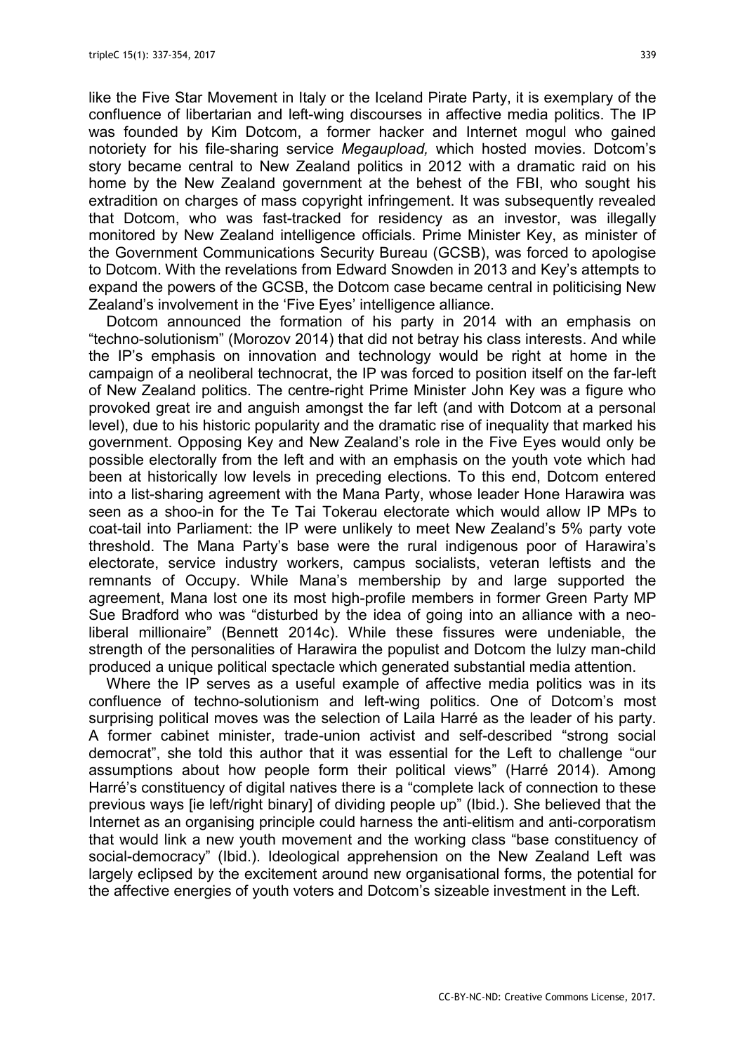like the Five Star Movement in Italy or the Iceland Pirate Party, it is exemplary of the confluence of libertarian and left-wing discourses in affective media politics. The IP was founded by Kim Dotcom, a former hacker and Internet mogul who gained notoriety for his file-sharing service *Megaupload,* which hosted movies. Dotcom's story became central to New Zealand politics in 2012 with a dramatic raid on his home by the New Zealand government at the behest of the FBI, who sought his extradition on charges of mass copyright infringement. It was subsequently revealed that Dotcom, who was fast-tracked for residency as an investor, was illegally monitored by New Zealand intelligence officials. Prime Minister Key, as minister of the Government Communications Security Bureau (GCSB), was forced to apologise to Dotcom. With the revelations from Edward Snowden in 2013 and Key's attempts to expand the powers of the GCSB, the Dotcom case became central in politicising New Zealand's involvement in the 'Five Eyes' intelligence alliance.

Dotcom announced the formation of his party in 2014 with an emphasis on "techno-solutionism" (Morozov 2014) that did not betray his class interests. And while the IP's emphasis on innovation and technology would be right at home in the campaign of a neoliberal technocrat, the IP was forced to position itself on the far-left of New Zealand politics. The centre-right Prime Minister John Key was a figure who provoked great ire and anguish amongst the far left (and with Dotcom at a personal level), due to his historic popularity and the dramatic rise of inequality that marked his government. Opposing Key and New Zealand's role in the Five Eyes would only be possible electorally from the left and with an emphasis on the youth vote which had been at historically low levels in preceding elections. To this end, Dotcom entered into a list-sharing agreement with the Mana Party, whose leader Hone Harawira was seen as a shoo-in for the Te Tai Tokerau electorate which would allow IP MPs to coat-tail into Parliament: the IP were unlikely to meet New Zealand's 5% party vote threshold. The Mana Party's base were the rural indigenous poor of Harawira's electorate, service industry workers, campus socialists, veteran leftists and the remnants of Occupy. While Mana's membership by and large supported the agreement, Mana lost one its most high-profile members in former Green Party MP Sue Bradford who was "disturbed by the idea of going into an alliance with a neo-liberal millionaire" (Bennett 2014c). While these fissures were undeniable, the strength of the personalities of Harawira the populist and Dotcom the lulzy man-child produced a unique political spectacle which generated substantial media attention.

Where the IP serves as a useful example of affective media politics was in its confluence of techno-solutionism and left-wing politics. One of Dotcom's most surprising political moves was the selection of Laila Harré as the leader of his party. A former cabinet minister, trade-union activist and self-described "strong social democrat", she told this author that it was essential for the Left to challenge "our assumptions about how people form their political views" (Harré 2014). Among Harré's constituency of digital natives there is a "complete lack of connection to these previous ways [ie left/right binary] of dividing people up" (Ibid.). She believed that the Internet as an organising principle could harness the anti-elitism and anti-corporatism that would link a new youth movement and the working class "base constituency of social-democracy" (Ibid.). Ideological apprehension on the New Zealand Left was largely eclipsed by the excitement around new organisational forms, the potential for the affective energies of youth voters and Dotcom's sizeable investment in the Left.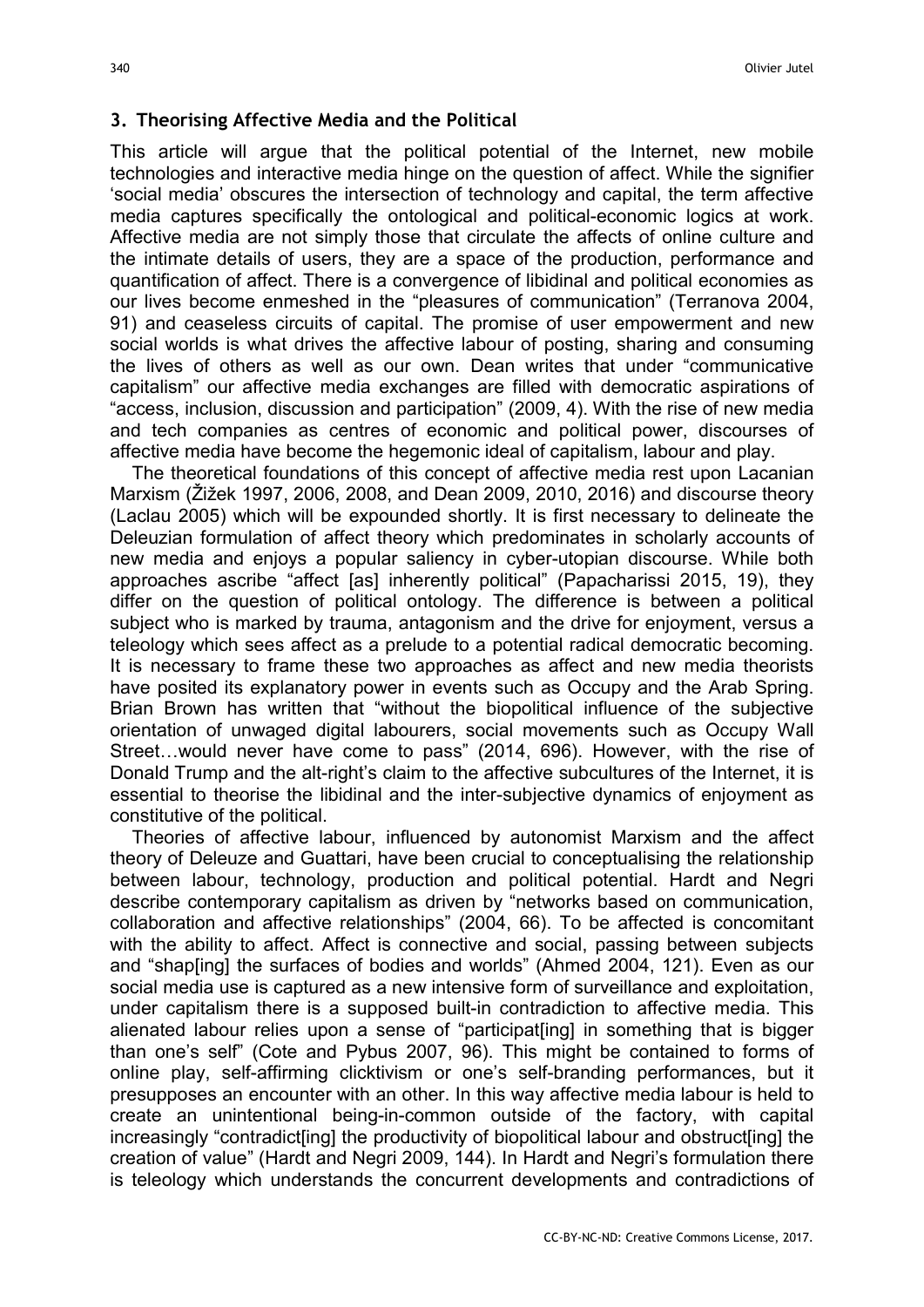## 3. Theorising Affective Media and the Political

This article will argue that the political potential of the Internet, new mobile technologies and interactive media hinge on the question of affect. While the signifier 'social media' obscures the intersection of technology and capital, the term affective media captures specifically the ontological and political-economic logics at work. Affective media are not simply those that circulate the affects of online culture and the intimate details of users, they are a space of the production, performance and quantification of affect. There is a convergence of libidinal and political economies as our lives become enmeshed in the "pleasures of communication" (Terranova 2004, 91) and ceaseless circuits of capital. The promise of user empowerment and new social worlds is what drives the affective labour of posting, sharing and consuming the lives of others as well as our own. Dean writes that under "communicative capitalism" our affective media exchanges are filled with democratic aspirations of "access, inclusion, discussion and participation" (2009, 4). With the rise of new media and tech companies as centres of economic and political power, discourses of affective media have become the hegemonic ideal of capitalism, labour and play.

The theoretical foundations of this concept of affective media rest upon Lacanian Marxism (Žižek 1997, 2006, 2008, and Dean 2009, 2010, 2016) and discourse theory (Laclau 2005) which will be expounded shortly. It is first necessary to delineate the Deleuzian formulation of affect theory which predominates in scholarly accounts of new media and enjoys a popular saliency in cyber-utopian discourse. While both approaches ascribe "affect [as] inherently political" (Papacharissi 2015, 19), they differ on the question of political ontology. The difference is between a political subject who is marked by trauma, antagonism and the drive for enjoyment, versus a teleology which sees affect as a prelude to a potential radical democratic becoming. It is necessary to frame these two approaches as affect and new media theorists have posited its explanatory power in events such as Occupy and the Arab Spring. Brian Brown has written that "without the biopolitical influence of the subjective orientation of unwaged digital labourers, social movements such as Occupy Wall Street…would never have come to pass" (2014, 696). However, with the rise of Donald Trump and the alt-right's claim to the affective subcultures of the Internet, it is essential to theorise the libidinal and the inter-subjective dynamics of enjoyment as constitutive of the political.

Theories of affective labour, influenced by autonomist Marxism and the affect theory of Deleuze and Guattari, have been crucial to conceptualising the relationship between labour, technology, production and political potential. Hardt and Negri describe contemporary capitalism as driven by "networks based on communication, collaboration and affective relationships" (2004, 66). To be affected is concomitant with the ability to affect. Affect is connective and social, passing between subjects and "shap[ing] the surfaces of bodies and worlds" (Ahmed 2004, 121). Even as our social media use is captured as a new intensive form of surveillance and exploitation, under capitalism there is a supposed built-in contradiction to affective media. This alienated labour relies upon a sense of "participat[ing] in something that is bigger than one's self" (Cote and Pybus 2007, 96). This might be contained to forms of online play, self-affirming clicktivism or one's self-branding performances, but it presupposes an encounter with an other. In this way affective media labour is held to create an unintentional being-in-common outside of the factory, with capital increasingly "contradict[ing] the productivity of biopolitical labour and obstruct[ing] the creation of value" (Hardt and Negri 2009, 144). In Hardt and Negri's formulation there is teleology which understands the concurrent developments and contradictions of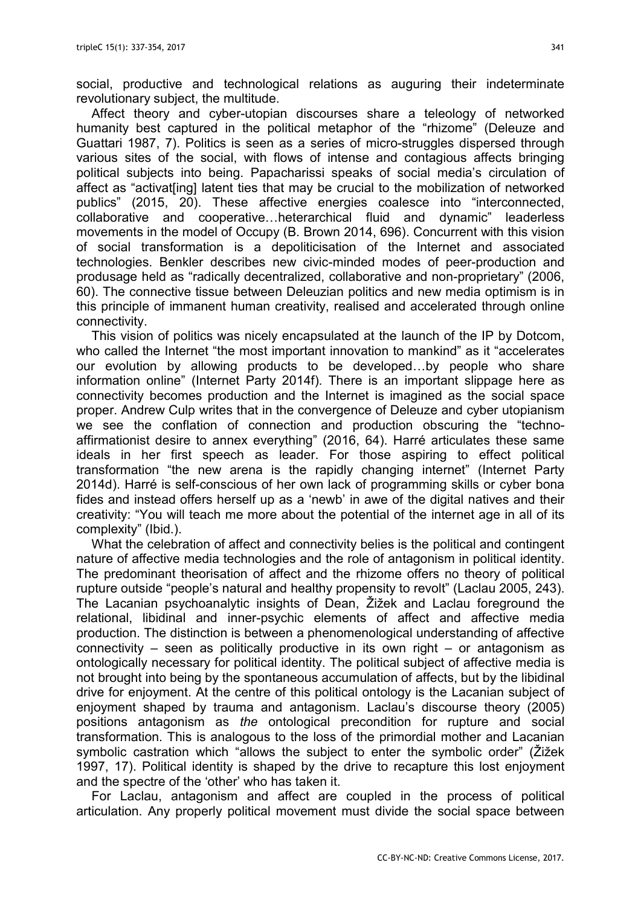social, productive and technological relations as auguring their indeterminate revolutionary subject, the multitude.

Affect theory and cyber-utopian discourses share a teleology of networked humanity best captured in the political metaphor of the "rhizome" (Deleuze and Guattari 1987, 7). Politics is seen as a series of micro-struggles dispersed through various sites of the social, with flows of intense and contagious affects bringing political subjects into being. Papacharissi speaks of social media's circulation of affect as "activat[ing] latent ties that may be crucial to the mobilization of networked publics" (2015, 20). These affective energies coalesce into "interconnected, collaborative and cooperative…heterarchical fluid and dynamic" leaderless movements in the model of Occupy (B. Brown 2014, 696). Concurrent with this vision of social transformation is a depoliticisation of the Internet and associated technologies. Benkler describes new civic-minded modes of peer-production and produsage held as "radically decentralized, collaborative and non-proprietary" (2006, 60). The connective tissue between Deleuzian politics and new media optimism is in this principle of immanent human creativity, realised and accelerated through online connectivity.

This vision of politics was nicely encapsulated at the launch of the IP by Dotcom, who called the Internet "the most important innovation to mankind" as it "accelerates our evolution by allowing products to be developed…by people who share information online" (Internet Party 2014f). There is an important slippage here as connectivity becomes production and the Internet is imagined as the social space proper. Andrew Culp writes that in the convergence of Deleuze and cyber utopianism we see the conflation of connection and production obscuring the "techno-affirmationist desire to annex everything" (2016, 64). Harré articulates these same ideals in her first speech as leader. For those aspiring to effect political transformation "the new arena is the rapidly changing internet" (Internet Party 2014d). Harré is self-conscious of her own lack of programming skills or cyber bona fides and instead offers herself up as a 'newb' in awe of the digital natives and their creativity: "You will teach me more about the potential of the internet age in all of its complexity" (Ibid.).

What the celebration of affect and connectivity belies is the political and contingent nature of affective media technologies and the role of antagonism in political identity. The predominant theorisation of affect and the rhizome offers no theory of political rupture outside "people's natural and healthy propensity to revolt" (Laclau 2005, 243). The Lacanian psychoanalytic insights of Dean, Žižek and Laclau foreground the relational, libidinal and inner-psychic elements of affect and affective media production. The distinction is between a phenomenological understanding of affective connectivity – seen as politically productive in its own right – or antagonism as ontologically necessary for political identity. The political subject of affective media is not brought into being by the spontaneous accumulation of affects, but by the libidinal drive for enjoyment. At the centre of this political ontology is the Lacanian subject of enjoyment shaped by trauma and antagonism. Laclau's discourse theory (2005) positions antagonism as *the* ontological precondition for rupture and social transformation. This is analogous to the loss of the primordial mother and Lacanian symbolic castration which "allows the subject to enter the symbolic order" (Žižek 1997, 17). Political identity is shaped by the drive to recapture this lost enjoyment and the spectre of the 'other' who has taken it.

For Laclau, antagonism and affect are coupled in the process of political articulation. Any properly political movement must divide the social space between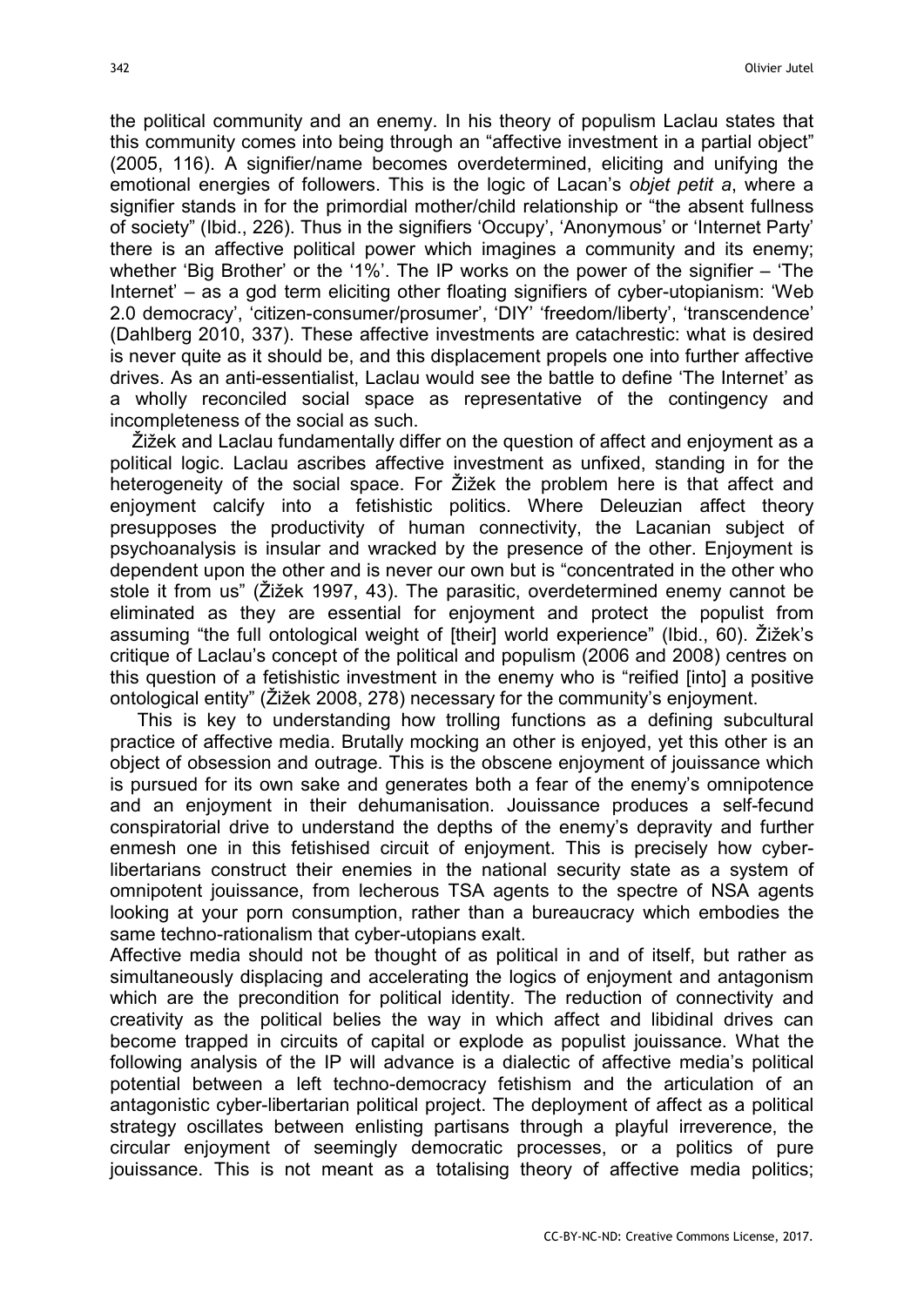the political community and an enemy. In his theory of populism Laclau states that this community comes into being through an "affective investment in a partial object" (2005, 116). A signifier/name becomes overdetermined, eliciting and unifying the emotional energies of followers. This is the logic of Lacan's *objet petit a*, where a signifier stands in for the primordial mother/child relationship or "the absent fullness of society" (Ibid., 226). Thus in the signifiers 'Occupy', 'Anonymous' or 'Internet Party' there is an affective political power which imagines a community and its enemy; whether 'Big Brother' or the '1%'. The IP works on the power of the signifier – 'The Internet' – as a god term eliciting other floating signifiers of cyber-utopianism: 'Web 2.0 democracy', 'citizen-consumer/prosumer', 'DIY' 'freedom/liberty', 'transcendence' (Dahlberg 2010, 337). These affective investments are catachrestic: what is desired is never quite as it should be, and this displacement propels one into further affective drives. As an anti-essentialist, Laclau would see the battle to define 'The Internet' as a wholly reconciled social space as representative of the contingency and incompleteness of the social as such.

Žižek and Laclau fundamentally differ on the question of affect and enjoyment as a political logic. Laclau ascribes affective investment as unfixed, standing in for the heterogeneity of the social space. For Žižek the problem here is that affect and enjoyment calcify into a fetishistic politics. Where Deleuzian affect theory presupposes the productivity of human connectivity, the Lacanian subject of psychoanalysis is insular and wracked by the presence of the other. Enjoyment is dependent upon the other and is never our own but is "concentrated in the other who stole it from us" (Žižek 1997, 43). The parasitic, overdetermined enemy cannot be eliminated as they are essential for enjoyment and protect the populist from assuming "the full ontological weight of [their] world experience" (Ibid., 60). Žižek's critique of Laclau's concept of the political and populism (2006 and 2008) centres on this question of a fetishistic investment in the enemy who is "reified [into] a positive ontological entity" (Žižek 2008, 278) necessary for the community's enjoyment.

This is key to understanding how trolling functions as a defining subcultural practice of affective media. Brutally mocking an other is enjoyed, yet this other is an object of obsession and outrage. This is the obscene enjoyment of jouissance which is pursued for its own sake and generates both a fear of the enemy's omnipotence and an enjoyment in their dehumanisation. Jouissance produces a self-fecund conspiratorial drive to understand the depths of the enemy's depravity and further enmesh one in this fetishised circuit of enjoyment. This is precisely how cyber-libertarians construct their enemies in the national security state as a system of omnipotent jouissance, from lecherous TSA agents to the spectre of NSA agents looking at your porn consumption, rather than a bureaucracy which embodies the same techno-rationalism that cyber-utopians exalt.

Affective media should not be thought of as political in and of itself, but rather as simultaneously displacing and accelerating the logics of enjoyment and antagonism which are the precondition for political identity. The reduction of connectivity and creativity as the political belies the way in which affect and libidinal drives can become trapped in circuits of capital or explode as populist jouissance. What the following analysis of the IP will advance is a dialectic of affective media's political potential between a left techno-democracy fetishism and the articulation of an antagonistic cyber-libertarian political project. The deployment of affect as a political strategy oscillates between enlisting partisans through a playful irreverence, the circular enjoyment of seemingly democratic processes, or a politics of pure jouissance. This is not meant as a totalising theory of affective media politics;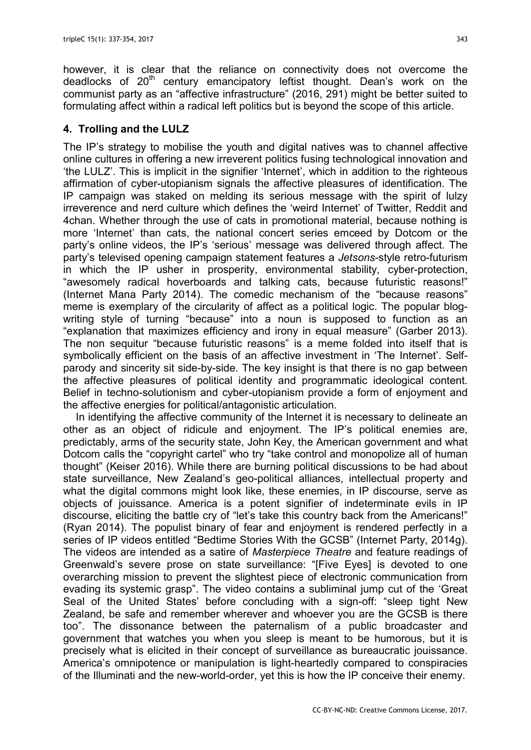however, it is clear that the reliance on connectivity does not overcome the deadlocks of 20th century emancipatory leftist thought. Dean's work on the communist party as an "affective infrastructure" (2016, 291) might be better suited to formulating affect within a radical left politics but is beyond the scope of this article.

## 4. Trolling and the LULZ

The IP's strategy to mobilise the youth and digital natives was to channel affective online cultures in offering a new irreverent politics fusing technological innovation and 'the LULZ'. This is implicit in the signifier 'Internet', which in addition to the righteous affirmation of cyber-utopianism signals the affective pleasures of identification. The IP campaign was staked on melding its serious message with the spirit of lulzy irreverence and nerd culture which defines the 'weird Internet' of Twitter, Reddit and 4chan. Whether through the use of cats in promotional material, because nothing is more 'Internet' than cats, the national concert series emceed by Dotcom or the party's online videos, the IP's 'serious' message was delivered through affect. The party's televised opening campaign statement features a *Jetsons*-style retro-futurism in which the IP usher in prosperity, environmental stability, cyber-protection, "awesomely radical hoverboards and talking cats, because futuristic reasons!" (Internet Mana Party 2014). The comedic mechanism of the "because reasons" meme is exemplary of the circularity of affect as a political logic. The popular blog-writing style of turning "because" into a noun is supposed to function as an "explanation that maximizes efficiency and irony in equal measure" (Garber 2013). The non sequitur "because futuristic reasons" is a meme folded into itself that is symbolically efficient on the basis of an affective investment in 'The Internet'. Self-parody and sincerity sit side-by-side. The key insight is that there is no gap between the affective pleasures of political identity and programmatic ideological content. Belief in techno-solutionism and cyber-utopianism provide a form of enjoyment and the affective energies for political/antagonistic articulation.

In identifying the affective community of the Internet it is necessary to delineate an other as an object of ridicule and enjoyment. The IP's political enemies are, predictably, arms of the security state, John Key, the American government and what Dotcom calls the "copyright cartel" who try "take control and monopolize all of human thought" (Keiser 2016). While there are burning political discussions to be had about state surveillance, New Zealand's geo-political alliances, intellectual property and what the digital commons might look like, these enemies, in IP discourse, serve as objects of jouissance. America is a potent signifier of indeterminate evils in IP discourse, eliciting the battle cry of "let's take this country back from the Americans!" (Ryan 2014). The populist binary of fear and enjoyment is rendered perfectly in a series of IP videos entitled "Bedtime Stories With the GCSB" (Internet Party, 2014g). The videos are intended as a satire of *Masterpiece Theatre* and feature readings of Greenwald's severe prose on state surveillance: "[Five Eyes] is devoted to one overarching mission to prevent the slightest piece of electronic communication from evading its systemic grasp". The video contains a subliminal jump cut of the 'Great Seal of the United States' before concluding with a sign-off: "sleep tight New Zealand, be safe and remember wherever and whoever you are the GCSB is there too". The dissonance between the paternalism of a public broadcaster and government that watches you when you sleep is meant to be humorous, but it is precisely what is elicited in their concept of surveillance as bureaucratic jouissance. America's omnipotence or manipulation is light-heartedly compared to conspiracies of the Illuminati and the new-world-order, yet this is how the IP conceive their enemy.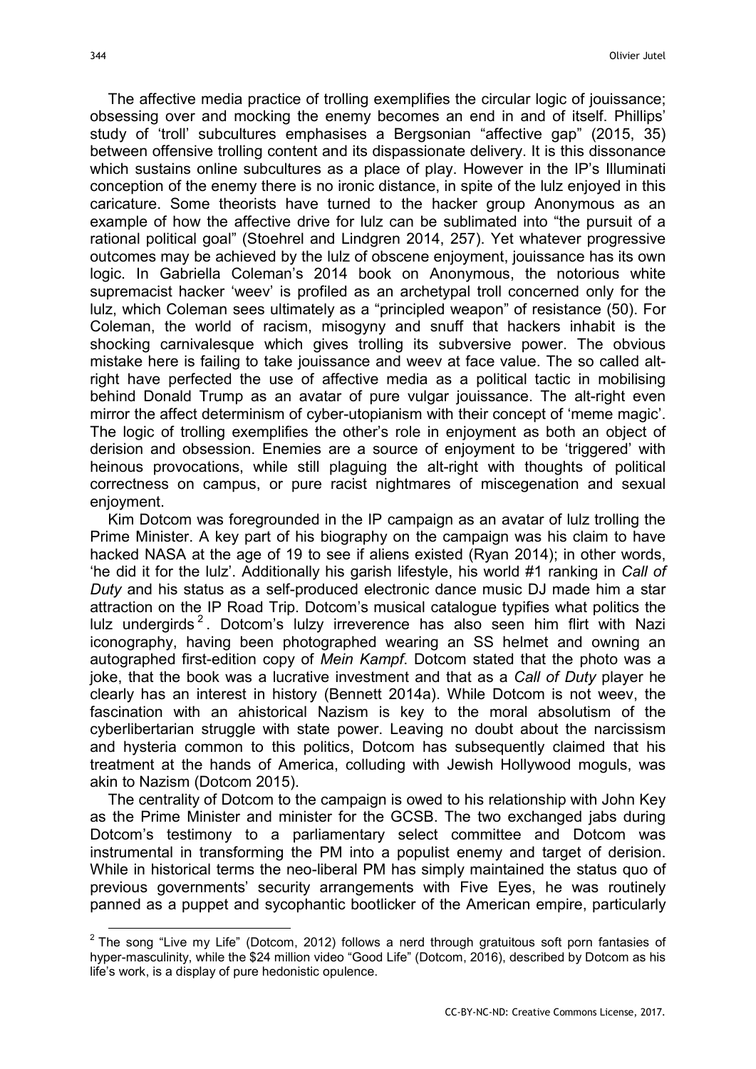The affective media practice of trolling exemplifies the circular logic of jouissance; obsessing over and mocking the enemy becomes an end in and of itself. Phillips' study of 'troll' subcultures emphasises a Bergsonian "affective gap" (2015, 35) between offensive trolling content and its dispassionate delivery. It is this dissonance which sustains online subcultures as a place of play. However in the IP's Illuminati conception of the enemy there is no ironic distance, in spite of the lulz enjoyed in this caricature. Some theorists have turned to the hacker group Anonymous as an example of how the affective drive for lulz can be sublimated into "the pursuit of a rational political goal" (Stoehrel and Lindgren 2014, 257). Yet whatever progressive outcomes may be achieved by the lulz of obscene enjoyment, jouissance has its own logic. In Gabriella Coleman's 2014 book on Anonymous, the notorious white supremacist hacker 'weev' is profiled as an archetypal troll concerned only for the lulz, which Coleman sees ultimately as a "principled weapon" of resistance (50). For Coleman, the world of racism, misogyny and snuff that hackers inhabit is the shocking carnivalesque which gives trolling its subversive power. The obvious mistake here is failing to take jouissance and weev at face value. The so called alt-right have perfected the use of affective media as a political tactic in mobilising behind Donald Trump as an avatar of pure vulgar jouissance. The alt-right even mirror the affect determinism of cyber-utopianism with their concept of 'meme magic'. The logic of trolling exemplifies the other's role in enjoyment as both an object of derision and obsession. Enemies are a source of enjoyment to be 'triggered' with heinous provocations, while still plaguing the alt-right with thoughts of political correctness on campus, or pure racist nightmares of miscegenation and sexual enjoyment.

Kim Dotcom was foregrounded in the IP campaign as an avatar of lulz trolling the Prime Minister. A key part of his biography on the campaign was his claim to have hacked NASA at the age of 19 to see if aliens existed (Ryan 2014); in other words, 'he did it for the lulz'. Additionally his garish lifestyle, his world #1 ranking in *Call of Duty* and his status as a self-produced electronic dance music DJ made him a star attraction on the IP Road Trip. Dotcom's musical catalogue typifies what politics the lulz undergirds[2]. Dotcom's lulzy irreverence has also seen him flirt with Nazi iconography, having been photographed wearing an SS helmet and owning an autographed first-edition copy of *Mein Kampf*. Dotcom stated that the photo was a joke, that the book was a lucrative investment and that as a *Call of Duty* player he clearly has an interest in history (Bennett 2014a). While Dotcom is not weev, the fascination with an ahistorical Nazism is key to the moral absolutism of the cyberlibertarian struggle with state power. Leaving no doubt about the narcissism and hysteria common to this politics, Dotcom has subsequently claimed that his treatment at the hands of America, colluding with Jewish Hollywood moguls, was akin to Nazism (Dotcom 2015).

The centrality of Dotcom to the campaign is owed to his relationship with John Key as the Prime Minister and minister for the GCSB. The two exchanged jabs during Dotcom's testimony to a parliamentary select committee and Dotcom was instrumental in transforming the PM into a populist enemy and target of derision. While in historical terms the neo-liberal PM has simply maintained the status quo of previous governments' security arrangements with Five Eyes, he was routinely panned as a puppet and sycophantic bootlicker of the American empire, particularly

[2] The song "Live my Life" (Dotcom, 2012) follows a nerd through gratuitous soft porn fantasies of hyper-masculinity, while the $24 million video "Good Life" (Dotcom, 2016), described by Dotcom as his life's work, is a display of pure hedonistic opulence.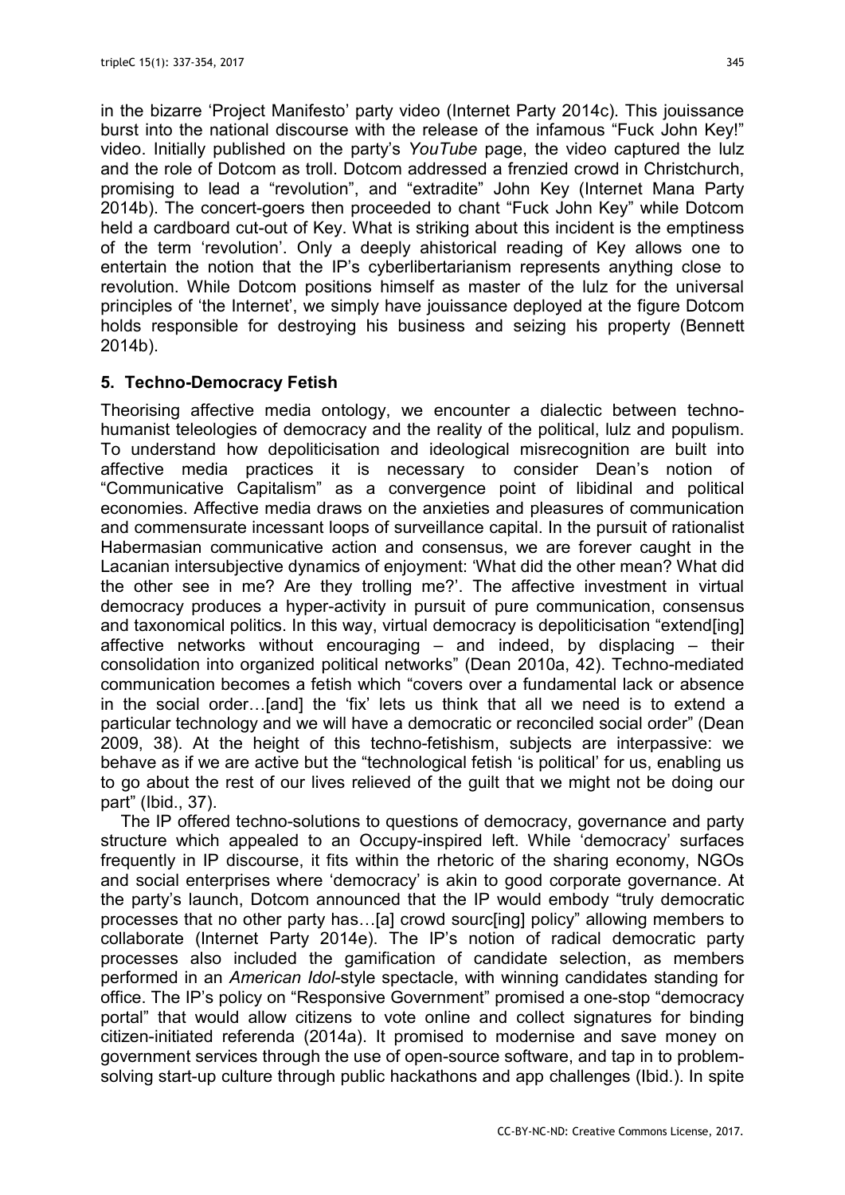in the bizarre 'Project Manifesto' party video (Internet Party 2014c). This jouissance burst into the national discourse with the release of the infamous "Fuck John Key!" video. Initially published on the party's *YouTube* page, the video captured the lulz and the role of Dotcom as troll. Dotcom addressed a frenzied crowd in Christchurch, promising to lead a "revolution", and "extradite" John Key (Internet Mana Party 2014b). The concert-goers then proceeded to chant "Fuck John Key" while Dotcom held a cardboard cut-out of Key. What is striking about this incident is the emptiness of the term 'revolution'. Only a deeply ahistorical reading of Key allows one to entertain the notion that the IP's cyberlibertarianism represents anything close to revolution. While Dotcom positions himself as master of the lulz for the universal principles of 'the Internet', we simply have jouissance deployed at the figure Dotcom holds responsible for destroying his business and seizing his property (Bennett 2014b).

## 5. Techno-Democracy Fetish

Theorising affective media ontology, we encounter a dialectic between techno-humanist teleologies of democracy and the reality of the political, lulz and populism. To understand how depoliticisation and ideological misrecognition are built into affective media practices it is necessary to consider Dean's notion of "Communicative Capitalism" as a convergence point of libidinal and political economies. Affective media draws on the anxieties and pleasures of communication and commensurate incessant loops of surveillance capital. In the pursuit of rationalist Habermasian communicative action and consensus, we are forever caught in the Lacanian intersubjective dynamics of enjoyment: 'What did the other mean? What did the other see in me? Are they trolling me?'. The affective investment in virtual democracy produces a hyper-activity in pursuit of pure communication, consensus and taxonomical politics. In this way, virtual democracy is depoliticisation "extend[ing] affective networks without encouraging – and indeed, by displacing – their consolidation into organized political networks" (Dean 2010a, 42). Techno-mediated communication becomes a fetish which "covers over a fundamental lack or absence in the social order…[and] the 'fix' lets us think that all we need is to extend a particular technology and we will have a democratic or reconciled social order" (Dean 2009, 38). At the height of this techno-fetishism, subjects are interpassive: we behave as if we are active but the "technological fetish 'is political' for us, enabling us to go about the rest of our lives relieved of the guilt that we might not be doing our part" (Ibid., 37).

The IP offered techno-solutions to questions of democracy, governance and party structure which appealed to an Occupy-inspired left. While 'democracy' surfaces frequently in IP discourse, it fits within the rhetoric of the sharing economy, NGOs and social enterprises where 'democracy' is akin to good corporate governance. At the party's launch, Dotcom announced that the IP would embody "truly democratic processes that no other party has…[a] crowd sourc[ing] policy" allowing members to collaborate (Internet Party 2014e). The IP's notion of radical democratic party processes also included the gamification of candidate selection, as members performed in an *American Idol*-style spectacle, with winning candidates standing for office. The IP's policy on "Responsive Government" promised a one-stop "democracy portal" that would allow citizens to vote online and collect signatures for binding citizen-initiated referenda (2014a). It promised to modernise and save money on government services through the use of open-source software, and tap in to problem-solving start-up culture through public hackathons and app challenges (Ibid.). In spite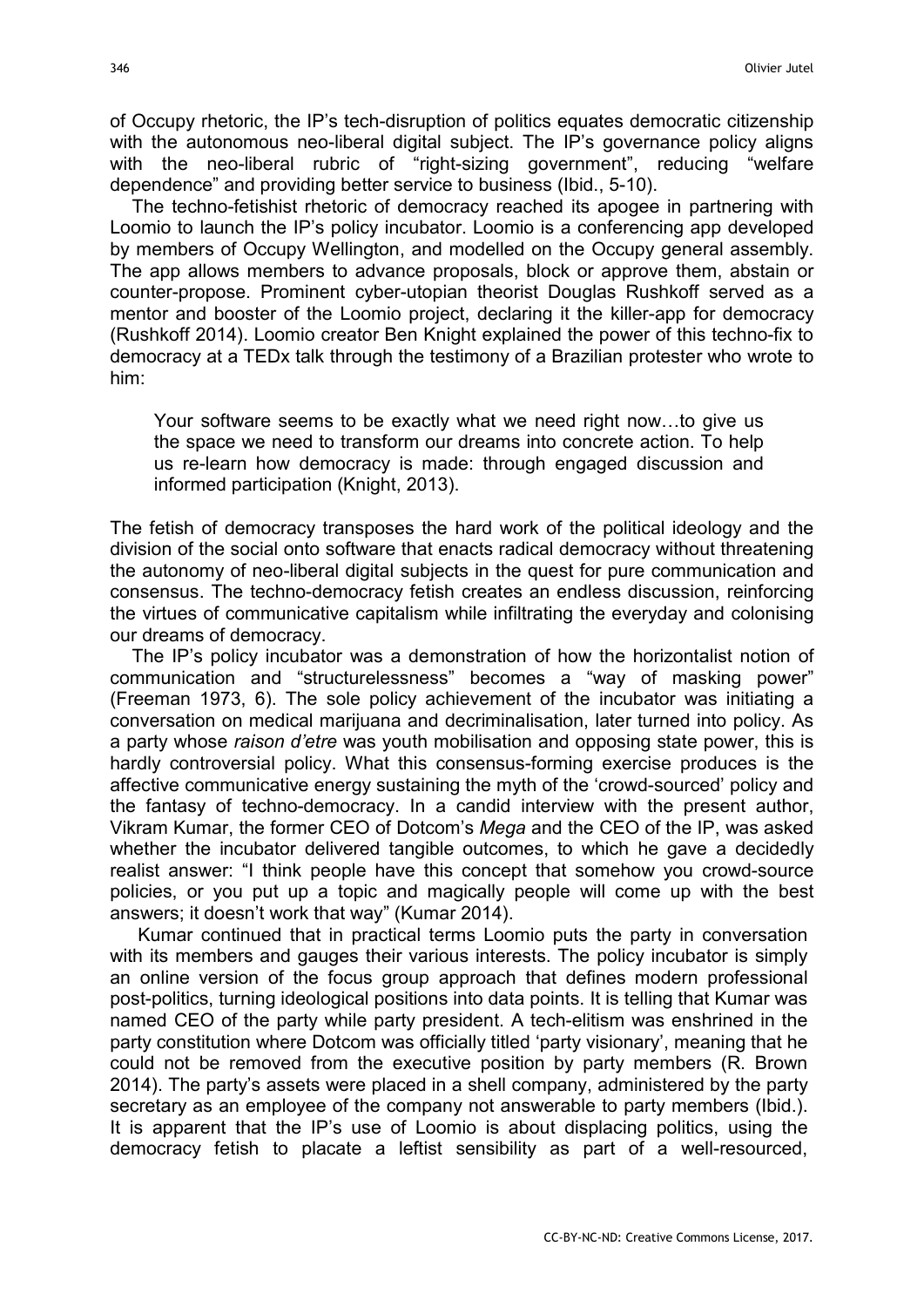of Occupy rhetoric, the IP's tech-disruption of politics equates democratic citizenship with the autonomous neo-liberal digital subject. The IP's governance policy aligns with the neo-liberal rubric of "right-sizing government", reducing "welfare dependence" and providing better service to business (Ibid., 5-10).

The techno-fetishist rhetoric of democracy reached its apogee in partnering with Loomio to launch the IP's policy incubator. Loomio is a conferencing app developed by members of Occupy Wellington, and modelled on the Occupy general assembly. The app allows members to advance proposals, block or approve them, abstain or counter-propose. Prominent cyber-utopian theorist Douglas Rushkoff served as a mentor and booster of the Loomio project, declaring it the killer-app for democracy (Rushkoff 2014). Loomio creator Ben Knight explained the power of this techno-fix to democracy at a TEDx talk through the testimony of a Brazilian protester who wrote to him:

> Your software seems to be exactly what we need right now…to give us the space we need to transform our dreams into concrete action. To help us re-learn how democracy is made: through engaged discussion and informed participation (Knight, 2013).

The fetish of democracy transposes the hard work of the political ideology and the division of the social onto software that enacts radical democracy without threatening the autonomy of neo-liberal digital subjects in the quest for pure communication and consensus. The techno-democracy fetish creates an endless discussion, reinforcing the virtues of communicative capitalism while infiltrating the everyday and colonising our dreams of democracy.

The IP's policy incubator was a demonstration of how the horizontalist notion of communication and "structurelessness" becomes a "way of masking power" (Freeman 1973, 6). The sole policy achievement of the incubator was initiating a conversation on medical marijuana and decriminalisation, later turned into policy. As a party whose *raison d'etre* was youth mobilisation and opposing state power, this is hardly controversial policy. What this consensus-forming exercise produces is the affective communicative energy sustaining the myth of the 'crowd-sourced' policy and the fantasy of techno-democracy. In a candid interview with the present author, Vikram Kumar, the former CEO of Dotcom's *Mega* and the CEO of the IP, was asked whether the incubator delivered tangible outcomes, to which he gave a decidedly realist answer: "I think people have this concept that somehow you crowd-source policies, or you put up a topic and magically people will come up with the best answers; it doesn't work that way" (Kumar 2014).

Kumar continued that in practical terms Loomio puts the party in conversation with its members and gauges their various interests. The policy incubator is simply an online version of the focus group approach that defines modern professional post-politics, turning ideological positions into data points. It is telling that Kumar was named CEO of the party while party president. A tech-elitism was enshrined in the party constitution where Dotcom was officially titled 'party visionary', meaning that he could not be removed from the executive position by party members (R. Brown 2014). The party's assets were placed in a shell company, administered by the party secretary as an employee of the company not answerable to party members (Ibid.). It is apparent that the IP's use of Loomio is about displacing politics, using the democracy fetish to placate a leftist sensibility as part of a well-resourced,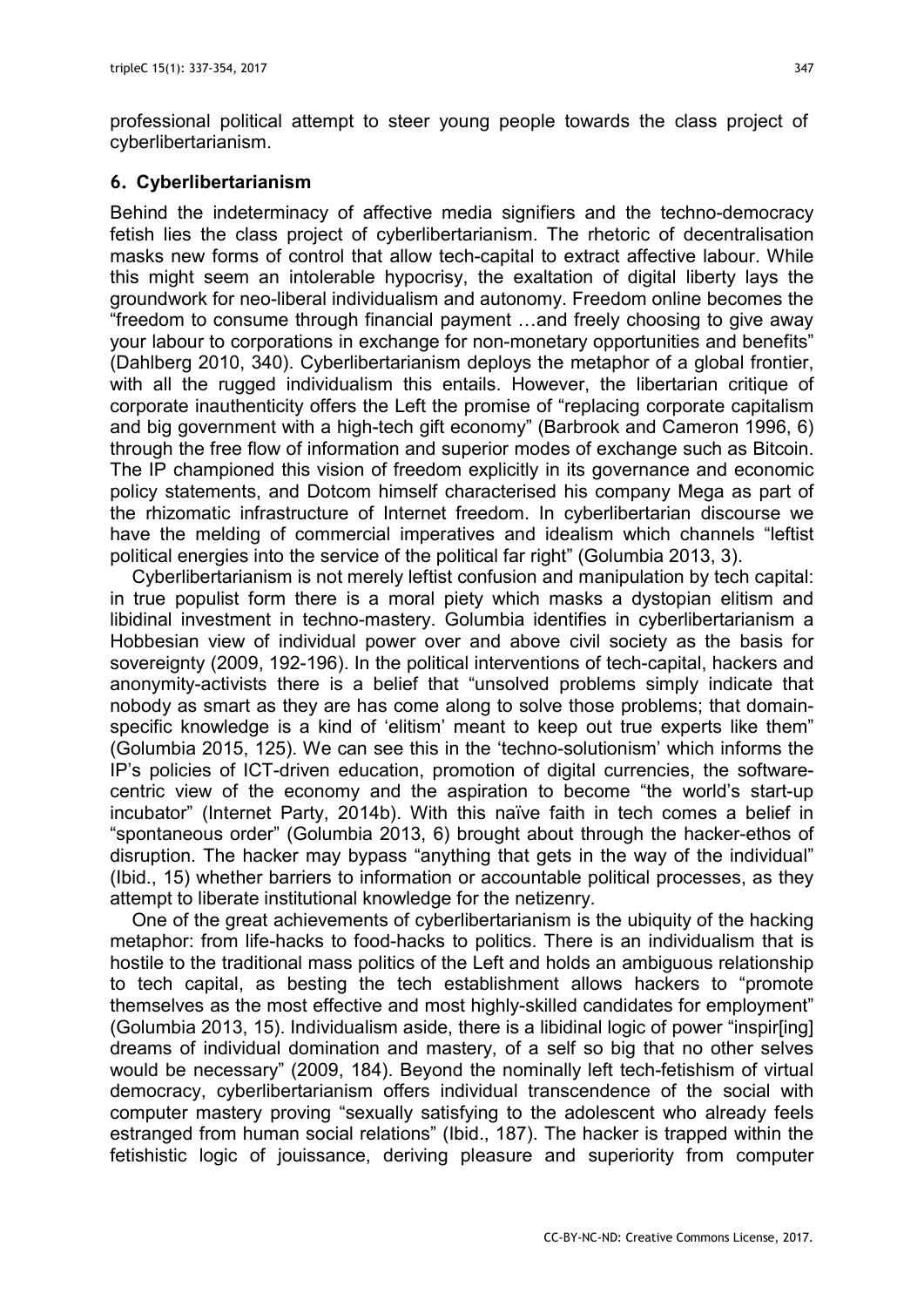professional political attempt to steer young people towards the class project of cyberlibertarianism.

## 6. Cyberlibertarianism

Behind the indeterminacy of affective media signifiers and the techno-democracy fetish lies the class project of cyberlibertarianism. The rhetoric of decentralisation masks new forms of control that allow tech-capital to extract affective labour. While this might seem an intolerable hypocrisy, the exaltation of digital liberty lays the groundwork for neo-liberal individualism and autonomy. Freedom online becomes the "freedom to consume through financial payment …and freely choosing to give away your labour to corporations in exchange for non-monetary opportunities and benefits" (Dahlberg 2010, 340). Cyberlibertarianism deploys the metaphor of a global frontier, with all the rugged individualism this entails. However, the libertarian critique of corporate inauthenticity offers the Left the promise of "replacing corporate capitalism and big government with a high-tech gift economy" (Barbrook and Cameron 1996, 6) through the free flow of information and superior modes of exchange such as Bitcoin. The IP championed this vision of freedom explicitly in its governance and economic policy statements, and Dotcom himself characterised his company Mega as part of the rhizomatic infrastructure of Internet freedom. In cyberlibertarian discourse we have the melding of commercial imperatives and idealism which channels "leftist political energies into the service of the political far right" (Golumbia 2013, 3).

Cyberlibertarianism is not merely leftist confusion and manipulation by tech capital: in true populist form there is a moral piety which masks a dystopian elitism and libidinal investment in techno-mastery. Golumbia identifies in cyberlibertarianism a Hobbesian view of individual power over and above civil society as the basis for sovereignty (2009, 192-196). In the political interventions of tech-capital, hackers and anonymity-activists there is a belief that "unsolved problems simply indicate that nobody as smart as they are has come along to solve those problems; that domain-specific knowledge is a kind of 'elitism' meant to keep out true experts like them" (Golumbia 2015, 125). We can see this in the 'techno-solutionism' which informs the IP's policies of ICT-driven education, promotion of digital currencies, the software-centric view of the economy and the aspiration to become "the world's start-up incubator" (Internet Party, 2014b). With this naïve faith in tech comes a belief in "spontaneous order" (Golumbia 2013, 6) brought about through the hacker-ethos of disruption. The hacker may bypass "anything that gets in the way of the individual" (Ibid., 15) whether barriers to information or accountable political processes, as they attempt to liberate institutional knowledge for the netizenry.

One of the great achievements of cyberlibertarianism is the ubiquity of the hacking metaphor: from life-hacks to food-hacks to politics. There is an individualism that is hostile to the traditional mass politics of the Left and holds an ambiguous relationship to tech capital, as besting the tech establishment allows hackers to "promote themselves as the most effective and most highly-skilled candidates for employment" (Golumbia 2013, 15). Individualism aside, there is a libidinal logic of power "inspir[ing] dreams of individual domination and mastery, of a self so big that no other selves would be necessary" (2009, 184). Beyond the nominally left tech-fetishism of virtual democracy, cyberlibertarianism offers individual transcendence of the social with computer mastery proving "sexually satisfying to the adolescent who already feels estranged from human social relations" (Ibid., 187). The hacker is trapped within the fetishistic logic of jouissance, deriving pleasure and superiority from computer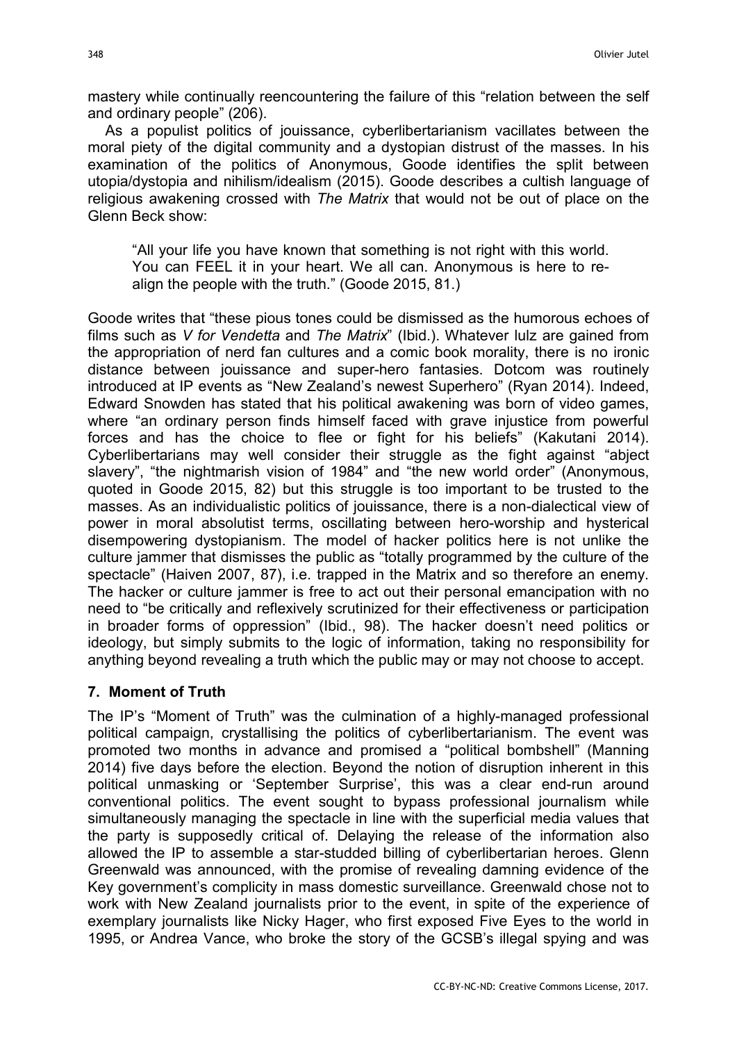mastery while continually reencountering the failure of this "relation between the self and ordinary people" (206).

As a populist politics of jouissance, cyberlibertarianism vacillates between the moral piety of the digital community and a dystopian distrust of the masses. In his examination of the politics of Anonymous, Goode identifies the split between utopia/dystopia and nihilism/idealism (2015). Goode describes a cultish language of religious awakening crossed with *The Matrix* that would not be out of place on the Glenn Beck show:

> "All your life you have known that something is not right with this world. You can FEEL it in your heart. We all can. Anonymous is here to re-align the people with the truth." (Goode 2015, 81.)

Goode writes that "these pious tones could be dismissed as the humorous echoes of films such as *V for Vendetta* and *The Matrix*" (Ibid.). Whatever lulz are gained from the appropriation of nerd fan cultures and a comic book morality, there is no ironic distance between jouissance and super-hero fantasies. Dotcom was routinely introduced at IP events as "New Zealand's newest Superhero" (Ryan 2014). Indeed, Edward Snowden has stated that his political awakening was born of video games, where "an ordinary person finds himself faced with grave injustice from powerful forces and has the choice to flee or fight for his beliefs" (Kakutani 2014). Cyberlibertarians may well consider their struggle as the fight against "abject slavery", "the nightmarish vision of 1984" and "the new world order" (Anonymous, quoted in Goode 2015, 82) but this struggle is too important to be trusted to the masses. As an individualistic politics of jouissance, there is a non-dialectical view of power in moral absolutist terms, oscillating between hero-worship and hysterical disempowering dystopianism. The model of hacker politics here is not unlike the culture jammer that dismisses the public as "totally programmed by the culture of the spectacle" (Haiven 2007, 87), i.e. trapped in the Matrix and so therefore an enemy. The hacker or culture jammer is free to act out their personal emancipation with no need to "be critically and reflexively scrutinized for their effectiveness or participation in broader forms of oppression" (Ibid., 98). The hacker doesn't need politics or ideology, but simply submits to the logic of information, taking no responsibility for anything beyond revealing a truth which the public may or may not choose to accept.

## 7. Moment of Truth

The IP's "Moment of Truth" was the culmination of a highly-managed professional political campaign, crystallising the politics of cyberlibertarianism. The event was promoted two months in advance and promised a "political bombshell" (Manning 2014) five days before the election. Beyond the notion of disruption inherent in this political unmasking or 'September Surprise', this was a clear end-run around conventional politics. The event sought to bypass professional journalism while simultaneously managing the spectacle in line with the superficial media values that the party is supposedly critical of. Delaying the release of the information also allowed the IP to assemble a star-studded billing of cyberlibertarian heroes. Glenn Greenwald was announced, with the promise of revealing damning evidence of the Key government's complicity in mass domestic surveillance. Greenwald chose not to work with New Zealand journalists prior to the event, in spite of the experience of exemplary journalists like Nicky Hager, who first exposed Five Eyes to the world in 1995, or Andrea Vance, who broke the story of the GCSB's illegal spying and was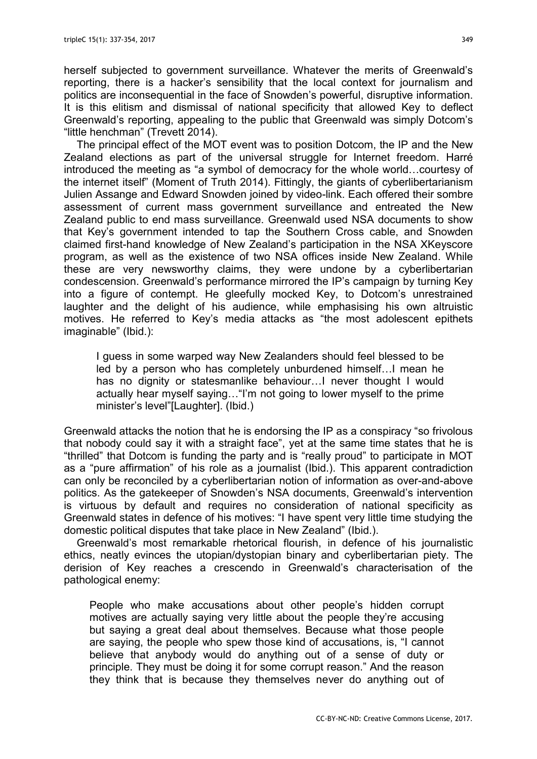herself subjected to government surveillance. Whatever the merits of Greenwald's reporting, there is a hacker's sensibility that the local context for journalism and politics are inconsequential in the face of Snowden's powerful, disruptive information. It is this elitism and dismissal of national specificity that allowed Key to deflect Greenwald's reporting, appealing to the public that Greenwald was simply Dotcom's "little henchman" (Trevett 2014).

The principal effect of the MOT event was to position Dotcom, the IP and the New Zealand elections as part of the universal struggle for Internet freedom. Harré introduced the meeting as "a symbol of democracy for the whole world…courtesy of the internet itself" (Moment of Truth 2014). Fittingly, the giants of cyberlibertarianism Julien Assange and Edward Snowden joined by video-link. Each offered their sombre assessment of current mass government surveillance and entreated the New Zealand public to end mass surveillance. Greenwald used NSA documents to show that Key's government intended to tap the Southern Cross cable, and Snowden claimed first-hand knowledge of New Zealand's participation in the NSA XKeyscore program, as well as the existence of two NSA offices inside New Zealand. While these are very newsworthy claims, they were undone by a cyberlibertarian condescension. Greenwald's performance mirrored the IP's campaign by turning Key into a figure of contempt. He gleefully mocked Key, to Dotcom's unrestrained laughter and the delight of his audience, while emphasising his own altruistic motives. He referred to Key's media attacks as "the most adolescent epithets imaginable" (Ibid.):

> I guess in some warped way New Zealanders should feel blessed to be led by a person who has completely unburdened himself…I mean he has no dignity or statesmanlike behaviour…I never thought I would actually hear myself saying…"I'm not going to lower myself to the prime minister's level"[Laughter]. (Ibid.)

Greenwald attacks the notion that he is endorsing the IP as a conspiracy "so frivolous that nobody could say it with a straight face", yet at the same time states that he is "thrilled" that Dotcom is funding the party and is "really proud" to participate in MOT as a "pure affirmation" of his role as a journalist (Ibid.). This apparent contradiction can only be reconciled by a cyberlibertarian notion of information as over-and-above politics. As the gatekeeper of Snowden's NSA documents, Greenwald's intervention is virtuous by default and requires no consideration of national specificity as Greenwald states in defence of his motives: "I have spent very little time studying the domestic political disputes that take place in New Zealand" (Ibid.).

Greenwald's most remarkable rhetorical flourish, in defence of his journalistic ethics, neatly evinces the utopian/dystopian binary and cyberlibertarian piety. The derision of Key reaches a crescendo in Greenwald's characterisation of the pathological enemy:

> People who make accusations about other people's hidden corrupt motives are actually saying very little about the people they're accusing but saying a great deal about themselves. Because what those people are saying, the people who spew those kind of accusations, is, "I cannot believe that anybody would do anything out of a sense of duty or principle. They must be doing it for some corrupt reason." And the reason they think that is because they themselves never do anything out of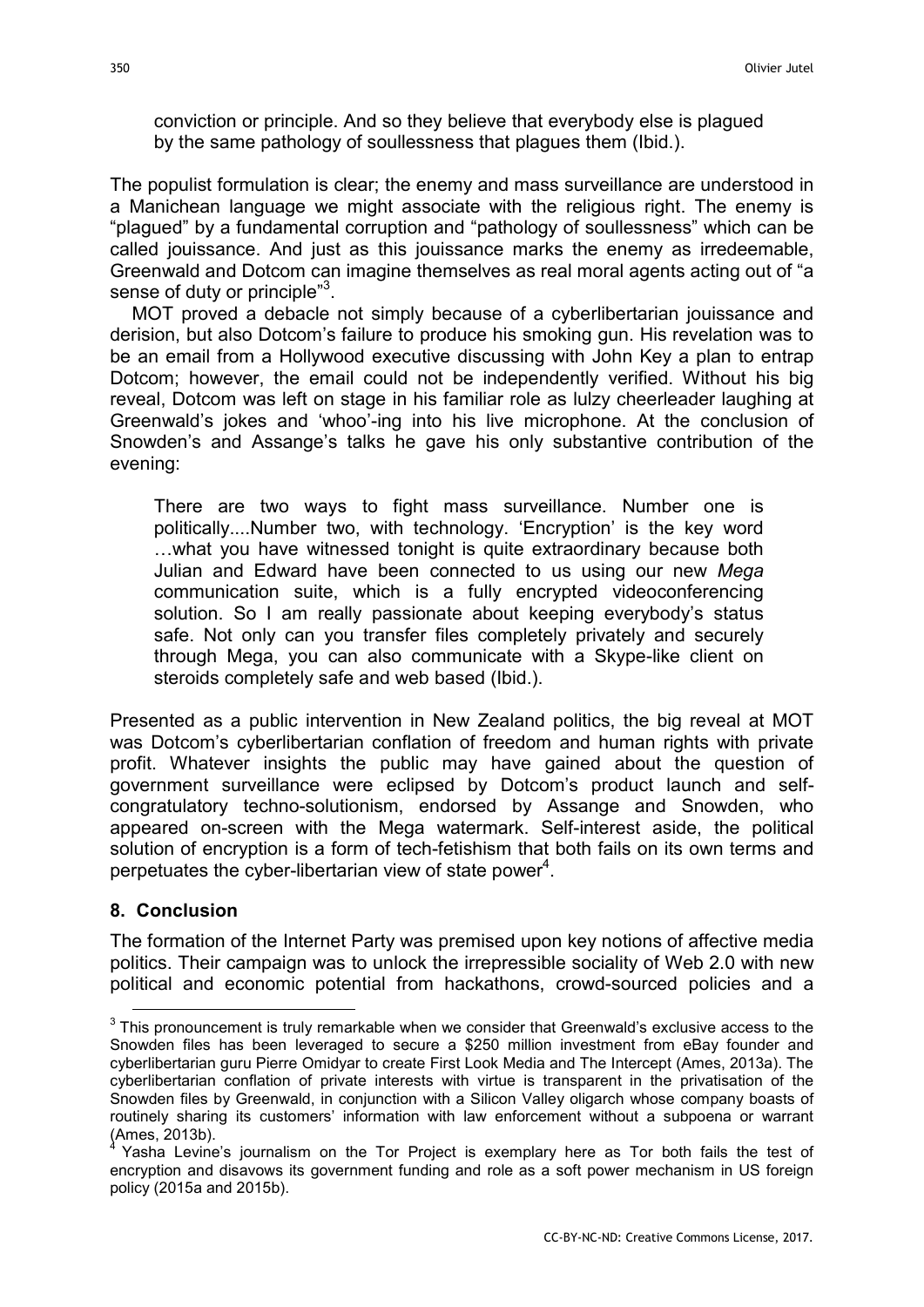conviction or principle. And so they believe that everybody else is plagued by the same pathology of soullessness that plagues them (Ibid.).

The populist formulation is clear; the enemy and mass surveillance are understood in a Manichean language we might associate with the religious right. The enemy is "plagued" by a fundamental corruption and "pathology of soullessness" which can be called jouissance. And just as this jouissance marks the enemy as irredeemable, Greenwald and Dotcom can imagine themselves as real moral agents acting out of "a sense of duty or principle"[3].

MOT proved a debacle not simply because of a cyberlibertarian jouissance and derision, but also Dotcom's failure to produce his smoking gun. His revelation was to be an email from a Hollywood executive discussing with John Key a plan to entrap Dotcom; however, the email could not be independently verified. Without his big reveal, Dotcom was left on stage in his familiar role as lulzy cheerleader laughing at Greenwald's jokes and 'whoo'-ing into his live microphone. At the conclusion of Snowden's and Assange's talks he gave his only substantive contribution of the evening:

> There are two ways to fight mass surveillance. Number one is politically....Number two, with technology. 'Encryption' is the key word …what you have witnessed tonight is quite extraordinary because both Julian and Edward have been connected to us using our new *Mega* communication suite, which is a fully encrypted videoconferencing solution. So I am really passionate about keeping everybody's status safe. Not only can you transfer files completely privately and securely through Mega, you can also communicate with a Skype-like client on steroids completely safe and web based (Ibid.).

Presented as a public intervention in New Zealand politics, the big reveal at MOT was Dotcom's cyberlibertarian conflation of freedom and human rights with private profit. Whatever insights the public may have gained about the question of government surveillance were eclipsed by Dotcom's product launch and self-congratulatory techno-solutionism, endorsed by Assange and Snowden, who appeared on-screen with the Mega watermark. Self-interest aside, the political solution of encryption is a form of tech-fetishism that both fails on its own terms and perpetuates the cyber-libertarian view of state power[4].

## 8. Conclusion

The formation of the Internet Party was premised upon key notions of affective media politics. Their campaign was to unlock the irrepressible sociality of Web 2.0 with new political and economic potential from hackathons, crowd-sourced policies and a

---

[3] This pronouncement is truly remarkable when we consider that Greenwald's exclusive access to the Snowden files has been leveraged to secure a $250 million investment from eBay founder and cyberlibertarian guru Pierre Omidyar to create First Look Media and The Intercept (Ames, 2013a). The cyberlibertarian conflation of private interests with virtue is transparent in the privatisation of the Snowden files by Greenwald, in conjunction with a Silicon Valley oligarch whose company boasts of routinely sharing its customers' information with law enforcement without a subpoena or warrant (Ames, 2013b).

[4] Yasha Levine's journalism on the Tor Project is exemplary here as Tor both fails the test of encryption and disavows its government funding and role as a soft power mechanism in US foreign policy (2015a and 2015b).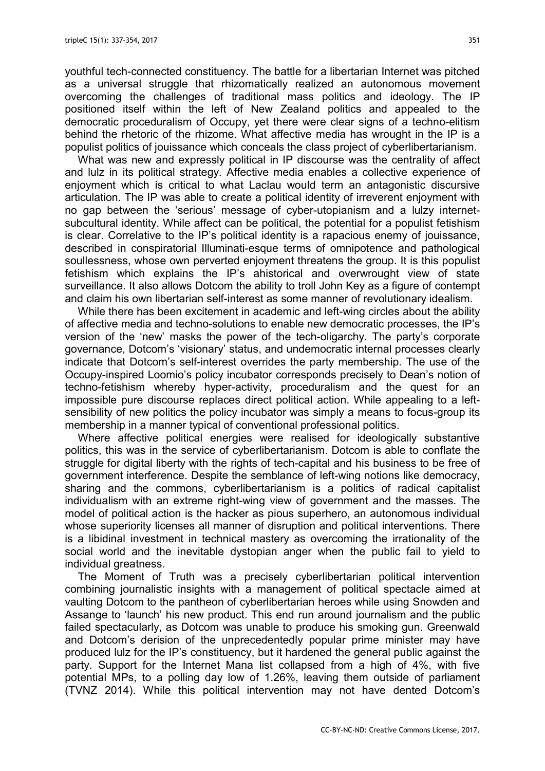youthful tech-connected constituency. The battle for a libertarian Internet was pitched as a universal struggle that rhizomatically realized an autonomous movement overcoming the challenges of traditional mass politics and ideology. The IP positioned itself within the left of New Zealand politics and appealed to the democratic proceduralism of Occupy, yet there were clear signs of a techno-elitism behind the rhetoric of the rhizome. What affective media has wrought in the IP is a populist politics of jouissance which conceals the class project of cyberlibertarianism.

What was new and expressly political in IP discourse was the centrality of affect and lulz in its political strategy. Affective media enables a collective experience of enjoyment which is critical to what Laclau would term an antagonistic discursive articulation. The IP was able to create a political identity of irreverent enjoyment with no gap between the 'serious' message of cyber-utopianism and a lulzy internet-subcultural identity. While affect can be political, the potential for a populist fetishism is clear. Correlative to the IP's political identity is a rapacious enemy of jouissance, described in conspiratorial Illuminati-esque terms of omnipotence and pathological soullessness, whose own perverted enjoyment threatens the group. It is this populist fetishism which explains the IP's ahistorical and overwrought view of state surveillance. It also allows Dotcom the ability to troll John Key as a figure of contempt and claim his own libertarian self-interest as some manner of revolutionary idealism.

While there has been excitement in academic and left-wing circles about the ability of affective media and techno-solutions to enable new democratic processes, the IP's version of the 'new' masks the power of the tech-oligarchy. The party's corporate governance, Dotcom's 'visionary' status, and undemocratic internal processes clearly indicate that Dotcom's self-interest overrides the party membership. The use of the Occupy-inspired Loomio's policy incubator corresponds precisely to Dean's notion of techno-fetishism whereby hyper-activity, proceduralism and the quest for an impossible pure discourse replaces direct political action. While appealing to a left-sensibility of new politics the policy incubator was simply a means to focus-group its membership in a manner typical of conventional professional politics.

Where affective political energies were realised for ideologically substantive politics, this was in the service of cyberlibertarianism. Dotcom is able to conflate the struggle for digital liberty with the rights of tech-capital and his business to be free of government interference. Despite the semblance of left-wing notions like democracy, sharing and the commons, cyberlibertarianism is a politics of radical capitalist individualism with an extreme right-wing view of government and the masses. The model of political action is the hacker as pious superhero, an autonomous individual whose superiority licenses all manner of disruption and political interventions. There is a libidinal investment in technical mastery as overcoming the irrationality of the social world and the inevitable dystopian anger when the public fail to yield to individual greatness.

The Moment of Truth was a precisely cyberlibertarian political intervention combining journalistic insights with a management of political spectacle aimed at vaulting Dotcom to the pantheon of cyberlibertarian heroes while using Snowden and Assange to 'launch' his new product. This end run around journalism and the public failed spectacularly, as Dotcom was unable to produce his smoking gun. Greenwald and Dotcom's derision of the unprecedentedly popular prime minister may have produced lulz for the IP's constituency, but it hardened the general public against the party. Support for the Internet Mana list collapsed from a high of 4%, with five potential MPs, to a polling day low of 1.26%, leaving them outside of parliament (TVNZ 2014). While this political intervention may not have dented Dotcom's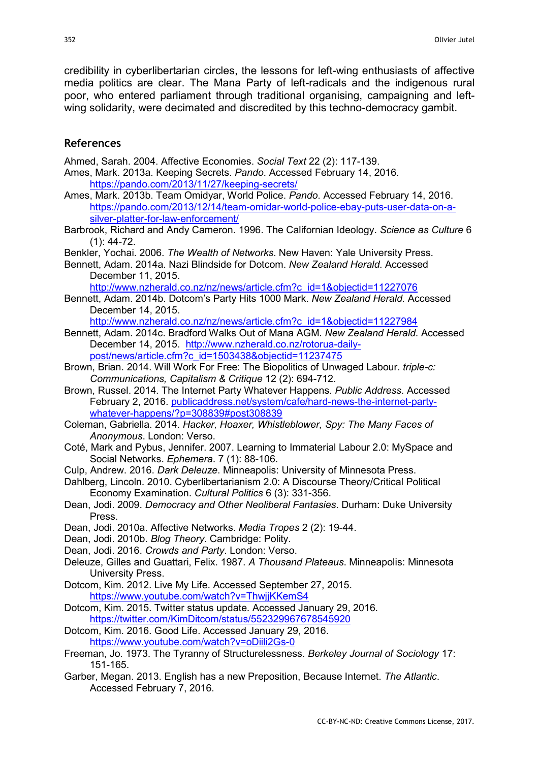credibility in cyberlibertarian circles, the lessons for left-wing enthusiasts of affective media politics are clear. The Mana Party of left-radicals and the indigenous rural poor, who entered parliament through traditional organising, campaigning and left-wing solidarity, were decimated and discredited by this techno-democracy gambit.

## References

Ahmed, Sarah. 2004. Affective Economies. *Social Text* 22 (2): 117-139.

Ames, Mark. 2013a. Keeping Secrets. *Pando*. Accessed February 14, 2016. https://pando.com/2013/11/27/keeping-secrets/

Ames, Mark. 2013b. Team Omidyar, World Police. *Pando*. Accessed February 14, 2016. https://pando.com/2013/12/14/team-omidar-world-police-ebay-puts-user-data-on-a-silver-platter-for-law-enforcement/

Barbrook, Richard and Andy Cameron. 1996. The Californian Ideology. *Science as Culture* 6 (1): 44-72.

Benkler, Yochai. 2006. *The Wealth of Networks*. New Haven: Yale University Press.

Bennett, Adam. 2014a. Nazi Blindside for Dotcom. *New Zealand Herald*. Accessed December 11, 2015. http://www.nzherald.co.nz/nz/news/article.cfm?c_id=1&objectid=11227076

Bennett, Adam. 2014b. Dotcom's Party Hits 1000 Mark. *New Zealand Herald.* Accessed December 14, 2015. http://www.nzherald.co.nz/nz/news/article.cfm?c_id=1&objectid=11227984

Bennett, Adam. 2014c. Bradford Walks Out of Mana AGM. *New Zealand Herald*. Accessed December 14, 2015. http://www.nzherald.co.nz/rotorua-daily-post/news/article.cfm?c_id=1503438&objectid=11237475

Brown, Brian. 2014. Will Work For Free: The Biopolitics of Unwaged Labour. *triple-c: Communications, Capitalism & Critique* 12 (2): 694-712.

Brown, Russel. 2014. The Internet Party Whatever Happens. *Public Address*. Accessed February 2, 2016. publicaddress.net/system/cafe/hard-news-the-internet-party-whatever-happens/?p=308839#post308839

Coleman, Gabriella. 2014. *Hacker, Hoaxer, Whistleblower, Spy: The Many Faces of Anonymous*. London: Verso.

Coté, Mark and Pybus, Jennifer. 2007. Learning to Immaterial Labour 2.0: MySpace and Social Networks. *Ephemera*. 7 (1): 88-106.

Culp, Andrew. 2016. *Dark Deleuze*. Minneapolis: University of Minnesota Press.

Dahlberg, Lincoln. 2010. Cyberlibertarianism 2.0: A Discourse Theory/Critical Political Economy Examination. *Cultural Politics* 6 (3): 331-356.

Dean, Jodi. 2009. *Democracy and Other Neoliberal Fantasies*. Durham: Duke University Press.

Dean, Jodi. 2010a. Affective Networks. *Media Tropes* 2 (2): 19-44.

Dean, Jodi. 2010b. *Blog Theory*. Cambridge: Polity.

Dean, Jodi. 2016. *Crowds and Party*. London: Verso.

Deleuze, Gilles and Guattari, Felix. 1987. *A Thousand Plateaus*. Minneapolis: Minnesota University Press.

Dotcom, Kim. 2012. Live My Life. Accessed September 27, 2015. https://www.youtube.com/watch?v=ThwjjKKemS4

Dotcom, Kim. 2015. Twitter status update. Accessed January 29, 2016. https://twitter.com/KimDitcom/status/552329967678545920

Dotcom, Kim. 2016. Good Life. Accessed January 29, 2016. https://www.youtube.com/watch?v=oDiili2Gs-0

Freeman, Jo. 1973. The Tyranny of Structurelessness. *Berkeley Journal of Sociology* 17: 151-165.

Garber, Megan. 2013. English has a new Preposition, Because Internet. *The Atlantic*. Accessed February 7, 2016.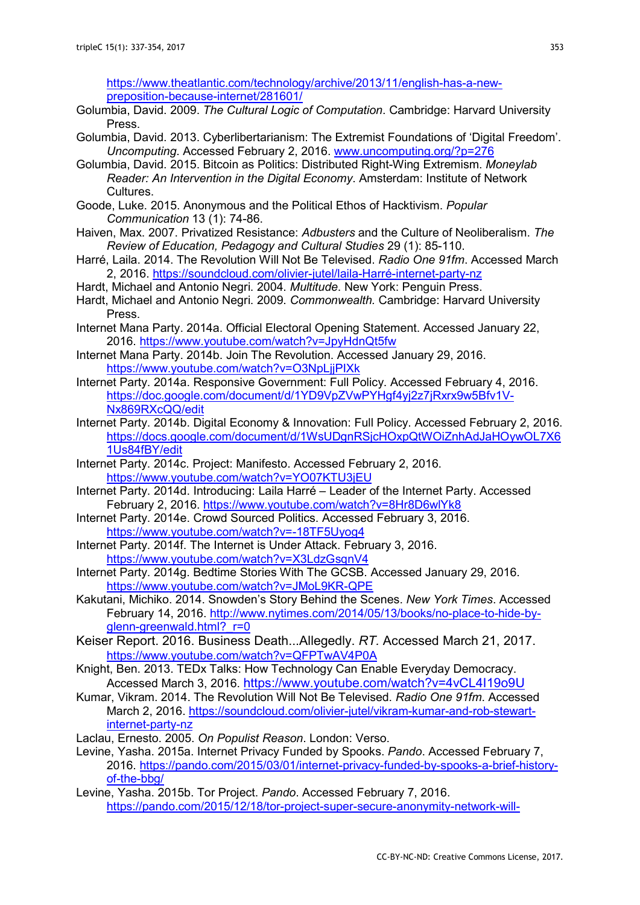https://www.theatlantic.com/technology/archive/2013/11/english-has-a-new-preposition-because-internet/281601/

Golumbia, David. 2009. *The Cultural Logic of Computation*. Cambridge: Harvard University Press.

Golumbia, David. 2013. Cyberlibertarianism: The Extremist Foundations of 'Digital Freedom'. *Uncomputing*. Accessed February 2, 2016. www.uncomputing.org/?p=276

Golumbia, David. 2015. Bitcoin as Politics: Distributed Right-Wing Extremism. *Moneylab Reader: An Intervention in the Digital Economy*. Amsterdam: Institute of Network Cultures.

Goode, Luke. 2015. Anonymous and the Political Ethos of Hacktivism. *Popular Communication* 13 (1): 74-86.

Haiven, Max. 2007. Privatized Resistance: *Adbusters* and the Culture of Neoliberalism. *The Review of Education, Pedagogy and Cultural Studies* 29 (1): 85-110.

Harré, Laila. 2014. The Revolution Will Not Be Televised. *Radio One 91fm*. Accessed March 2, 2016. https://soundcloud.com/olivier-jutel/laila-Harré-internet-party-nz

Hardt, Michael and Antonio Negri. 2004. *Multitude*. New York: Penguin Press.

Hardt, Michael and Antonio Negri. 2009. *Commonwealth*. Cambridge: Harvard University Press.

Internet Mana Party. 2014a. Official Electoral Opening Statement. Accessed January 22, 2016. https://www.youtube.com/watch?v=JpyHdnQt5fw

Internet Mana Party. 2014b. Join The Revolution. Accessed January 29, 2016. https://www.youtube.com/watch?v=O3NpLjjPIXk

Internet Party. 2014a. Responsive Government: Full Policy. Accessed February 4, 2016. https://doc.google.com/document/d/1YD9VpZVwPYHgf4yj2z7jRxrx9w5Bfv1V-Nx869RXcQQ/edit

Internet Party. 2014b. Digital Economy & Innovation: Full Policy. Accessed February 2, 2016. https://docs.google.com/document/d/1WsUDgnRSjcHOxpQtWOiZnhAdJaHOywOL7X61Us84fBY/edit

Internet Party. 2014c. Project: Manifesto. Accessed February 2, 2016. https://www.youtube.com/watch?v=YO07KTU3jEU

Internet Party. 2014d. Introducing: Laila Harré – Leader of the Internet Party. Accessed February 2, 2016. https://www.youtube.com/watch?v=8Hr8D6wlYk8

Internet Party. 2014e. Crowd Sourced Politics. Accessed February 3, 2016. https://www.youtube.com/watch?v=-18TF5Uyog4

Internet Party. 2014f. The Internet is Under Attack. February 3, 2016. https://www.youtube.com/watch?v=X3LdzGsqnV4

Internet Party. 2014g. Bedtime Stories With The GCSB. Accessed January 29, 2016. https://www.youtube.com/watch?v=JMoL9KR-QPE

Kakutani, Michiko. 2014. Snowden's Story Behind the Scenes. *New York Times*. Accessed February 14, 2016. http://www.nytimes.com/2014/05/13/books/no-place-to-hide-by-glenn-greenwald.html?_r=0

Keiser Report. 2016. Business Death...Allegedly. *RT.* Accessed March 21, 2017. https://www.youtube.com/watch?v=QFPTwAV4P0A

Knight, Ben. 2013. TEDx Talks: How Technology Can Enable Everyday Democracy. Accessed March 3, 2016. https://www.youtube.com/watch?v=4vCL4I19o9U

Kumar, Vikram. 2014. The Revolution Will Not Be Televised. *Radio One 91fm*. Accessed March 2, 2016. https://soundcloud.com/olivier-jutel/vikram-kumar-and-rob-stewart-internet-party-nz

Laclau, Ernesto. 2005. *On Populist Reason*. London: Verso.

Levine, Yasha. 2015a. Internet Privacy Funded by Spooks. *Pando*. Accessed February 7, 2016. https://pando.com/2015/03/01/internet-privacy-funded-by-spooks-a-brief-history-of-the-bbg/

Levine, Yasha. 2015b. Tor Project. *Pando*. Accessed February 7, 2016. https://pando.com/2015/12/18/tor-project-super-secure-anonymity-network-will-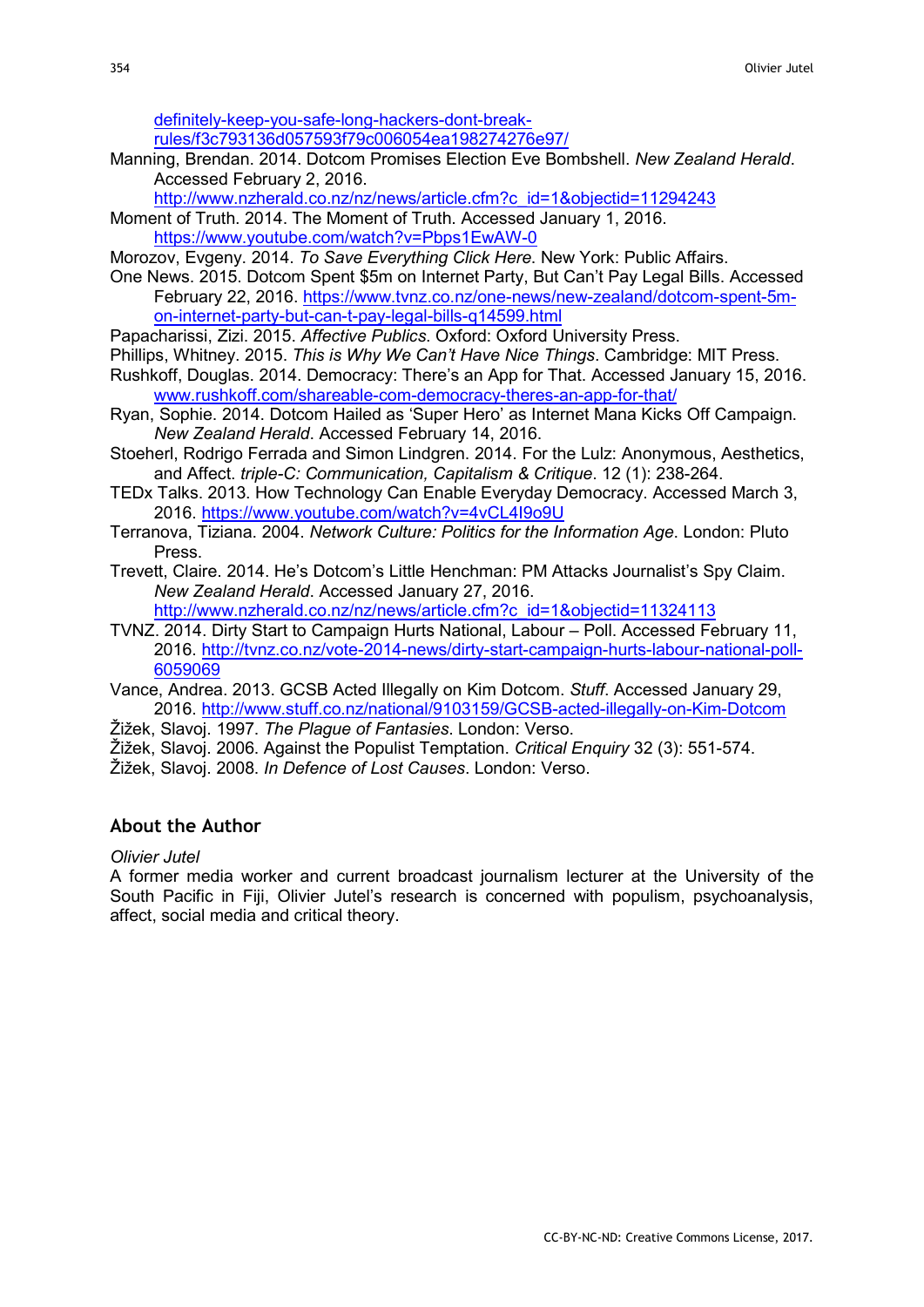definitely-keep-you-safe-long-hackers-dont-break-rules/f3c793136d057593f79c006054ea198274276e97/

Manning, Brendan. 2014. Dotcom Promises Election Eve Bombshell. *New Zealand Herald*. Accessed February 2, 2016. http://www.nzherald.co.nz/nz/news/article.cfm?c_id=1&objectid=11294243

Moment of Truth. 2014. The Moment of Truth. Accessed January 1, 2016. https://www.youtube.com/watch?v=Pbps1EwAW-0

Morozov, Evgeny. 2014. *To Save Everything Click Here*. New York: Public Affairs.

One News. 2015. Dotcom Spent $5m on Internet Party, But Can't Pay Legal Bills. Accessed February 22, 2016. https://www.tvnz.co.nz/one-news/new-zealand/dotcom-spent-5m-on-internet-party-but-can-t-pay-legal-bills-q14599.html

Papacharissi, Zizi. 2015. *Affective Publics*. Oxford: Oxford University Press.

Phillips, Whitney. 2015. *This is Why We Can't Have Nice Things*. Cambridge: MIT Press.

Rushkoff, Douglas. 2014. Democracy: There's an App for That. Accessed January 15, 2016. www.rushkoff.com/shareable-com-democracy-theres-an-app-for-that/

Ryan, Sophie. 2014. Dotcom Hailed as 'Super Hero' as Internet Mana Kicks Off Campaign. *New Zealand Herald*. Accessed February 14, 2016.

Stoeherl, Rodrigo Ferrada and Simon Lindgren. 2014. For the Lulz: Anonymous, Aesthetics, and Affect. *triple-C: Communication, Capitalism & Critique*. 12 (1): 238-264.

TEDx Talks. 2013. How Technology Can Enable Everyday Democracy. Accessed March 3, 2016. https://www.youtube.com/watch?v=4vCL4I9o9U

Terranova, Tiziana. 2004. *Network Culture: Politics for the Information Age*. London: Pluto Press.

Trevett, Claire. 2014. He's Dotcom's Little Henchman: PM Attacks Journalist's Spy Claim. *New Zealand Herald*. Accessed January 27, 2016. http://www.nzherald.co.nz/nz/news/article.cfm?c_id=1&objectid=11324113

TVNZ. 2014. Dirty Start to Campaign Hurts National, Labour – Poll. Accessed February 11, 2016. http://tvnz.co.nz/vote-2014-news/dirty-start-campaign-hurts-labour-national-poll-6059069

Vance, Andrea. 2013. GCSB Acted Illegally on Kim Dotcom. *Stuff*. Accessed January 29, 2016. http://www.stuff.co.nz/national/9103159/GCSB-acted-illegally-on-Kim-Dotcom

Žižek, Slavoj. 1997. *The Plague of Fantasies*. London: Verso.

Žižek, Slavoj. 2006. Against the Populist Temptation. *Critical Enquiry* 32 (3): 551-574.

Žižek, Slavoj. 2008. *In Defence of Lost Causes*. London: Verso.

## About the Author

*Olivier Jutel*

A former media worker and current broadcast journalism lecturer at the University of the South Pacific in Fiji, Olivier Jutel's research is concerned with populism, psychoanalysis, affect, social media and critical theory.